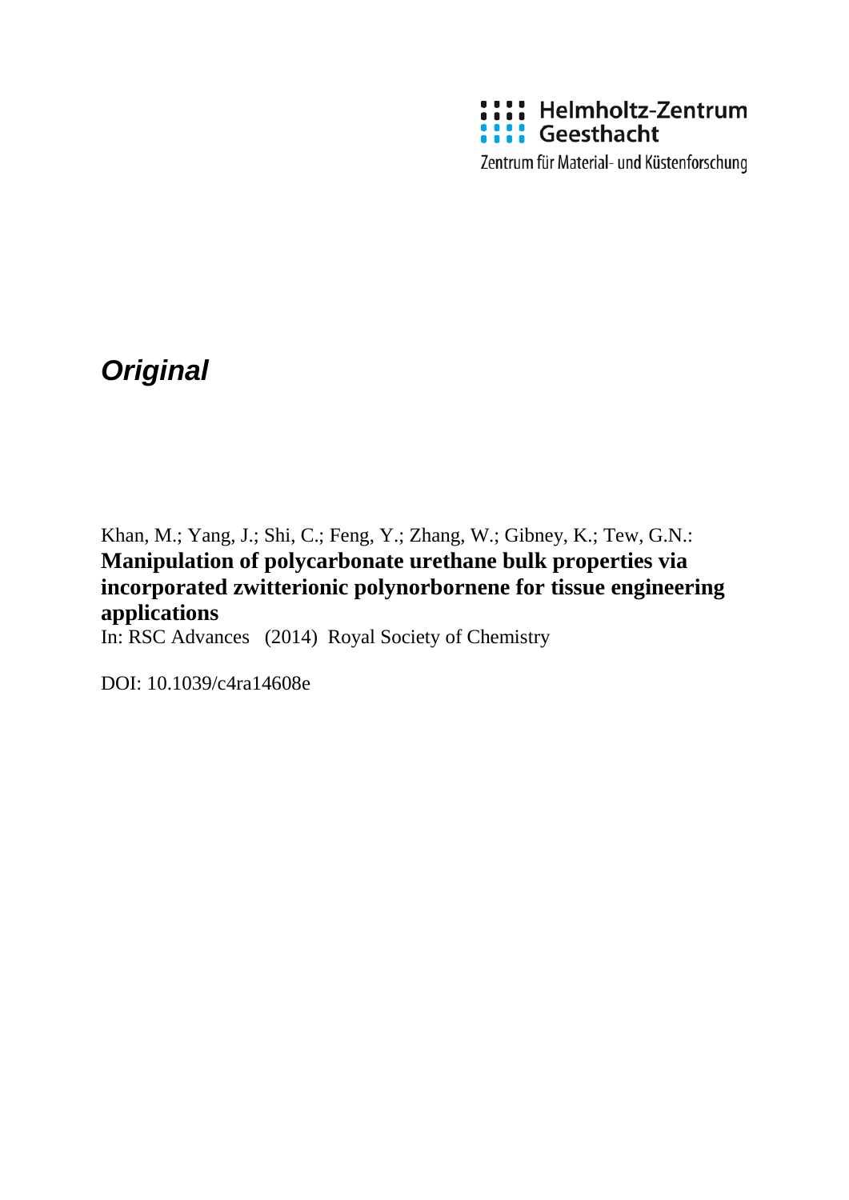Helmholtz-Zentrum Geesthacht

Zentrum für Material- und Küstenforschung

***Original***

Khan, M.; Yang, J.; Shi, C.; Feng, Y.; Zhang, W.; Gibney, K.; Tew, G.N.:

**Manipulation of polycarbonate urethane bulk properties via incorporated zwitterionic polynorbornene for tissue engineering applications**

In: RSC Advances (2014) Royal Society of Chemistry

DOI: 10.1039/c4ra14608e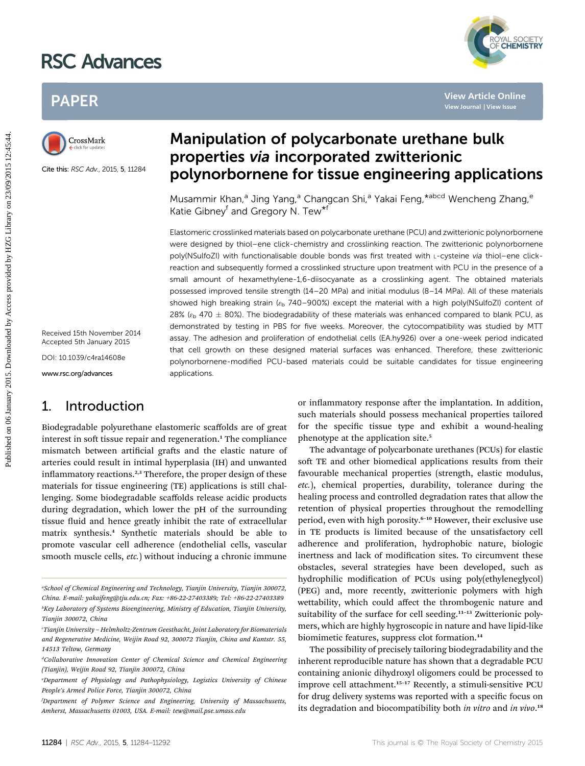# Manipulation of polycarbonate urethane bulk properties *via* incorporated zwitterionic polynorbornene for tissue engineering applications

Cite this: *RSC Adv.*, 2015, **5**, 11284

Musammir Khan,[a] Jing Yang,[a] Changcan Shi,[a] Yakai Feng,*[abcd] Wencheng Zhang,[e] Katie Gibney[f] and Gregory N. Tew*[f]

Received 15th November 2014
Accepted 5th January 2015

DOI: 10.1039/c4ra14608e

www.rsc.org/advances

Elastomeric crosslinked materials based on polycarbonate urethane (PCU) and zwitterionic polynorbornene were designed by thiol–ene click-chemistry and crosslinking reaction. The zwitterionic polynorbornene poly(NSulfoZI) with functionalisable double bonds was first treated with L-cysteine *via* thiol–ene click-reaction and subsequently formed a crosslinked structure upon treatment with PCU in the presence of a small amount of hexamethylene-1,6-diisocyanate as a crosslinking agent. The obtained materials possessed improved tensile strength (14–20 MPa) and initial modulus (8–14 MPa). All of these materials showed high breaking strain ($\varepsilon_b$ 740–900%) except the material with a high poly(NSulfoZI) content of 28% ($\varepsilon_b$ 470 ± 80%). The biodegradability of these materials was enhanced compared to blank PCU, as demonstrated by testing in PBS for five weeks. Moreover, the cytocompatibility was studied by MTT assay. The adhesion and proliferation of endothelial cells (EA.hy926) over a one-week period indicated that cell growth on these designed material surfaces was enhanced. Therefore, these zwitterionic polynorbornene-modified PCU-based materials could be suitable candidates for tissue engineering applications.

## 1. Introduction

Biodegradable polyurethane elastomeric scaffolds are of great interest in soft tissue repair and regeneration.[1] The compliance mismatch between artificial grafts and the elastic nature of arteries could result in intimal hyperplasia (IH) and unwanted inflammatory reactions.[2,3] Therefore, the proper design of these materials for tissue engineering (TE) applications is still challenging. Some biodegradable scaffolds release acidic products during degradation, which lower the pH of the surrounding tissue fluid and hence greatly inhibit the rate of extracellular matrix synthesis.[4] Synthetic materials should be able to promote vascular cell adherence (endothelial cells, vascular smooth muscle cells, *etc.*) without inducing a chronic immune or inflammatory response after the implantation. In addition, such materials should possess mechanical properties tailored for the specific tissue type and exhibit a wound-healing phenotype at the application site.[5]

The advantage of polycarbonate urethanes (PCUs) for elastic soft TE and other biomedical applications results from their favourable mechanical properties (strength, elastic modulus, *etc.*), chemical properties, durability, tolerance during the healing process and controlled degradation rates that allow the retention of physical properties throughout the remodelling period, even with high porosity.[6–10] However, their exclusive use in TE products is limited because of the unsatisfactory cell adherence and proliferation, hydrophobic nature, biologic inertness and lack of modification sites. To circumvent these obstacles, several strategies have been developed, such as hydrophilic modification of PCUs using poly(ethyleneglycol) (PEG) and, more recently, zwitterionic polymers with high wettability, which could affect the thrombogenic nature and suitability of the surface for cell seeding.[11–13] Zwitterionic polymers, which are highly hygroscopic in nature and have lipid-like biomimetic features, suppress clot formation.[14]

The possibility of precisely tailoring biodegradability and the inherent reproducible nature has shown that a degradable PCU containing anionic dihydroxyl oligomers could be processed to improve cell attachment.[15–17] Recently, a stimuli-sensitive PCU for drug delivery systems was reported with a specific focus on its degradation and biocompatibility both *in vitro* and *in vivo*.[18]

[a] School of Chemical Engineering and Technology, Tianjin University, Tianjin 300072, China. E-mail: yakaifeng@tju.edu.cn; Fax: +86-22-27403389; Tel: +86-22-27403389

[b] Key Laboratory of Systems Bioengineering, Ministry of Education, Tianjin University, Tianjin 300072, China

[c] Tianjin University – Helmholtz-Zentrum Geesthacht, Joint Laboratory for Biomaterials and Regenerative Medicine, Weijin Road 92, 300072 Tianjin, China and Kantstr. 55, 14513 Teltow, Germany

[d] Collaborative Innovation Center of Chemical Science and Chemical Engineering (Tianjin), Weijin Road 92, Tianjin 300072, China

[e] Department of Physiology and Pathophysiology, Logistics University of Chinese People's Armed Police Force, Tianjin 300072, China

[f] Department of Polymer Science and Engineering, University of Massachusetts, Amherst, Massachusetts 01003, USA. E-mail: tew@mail.pse.umass.edu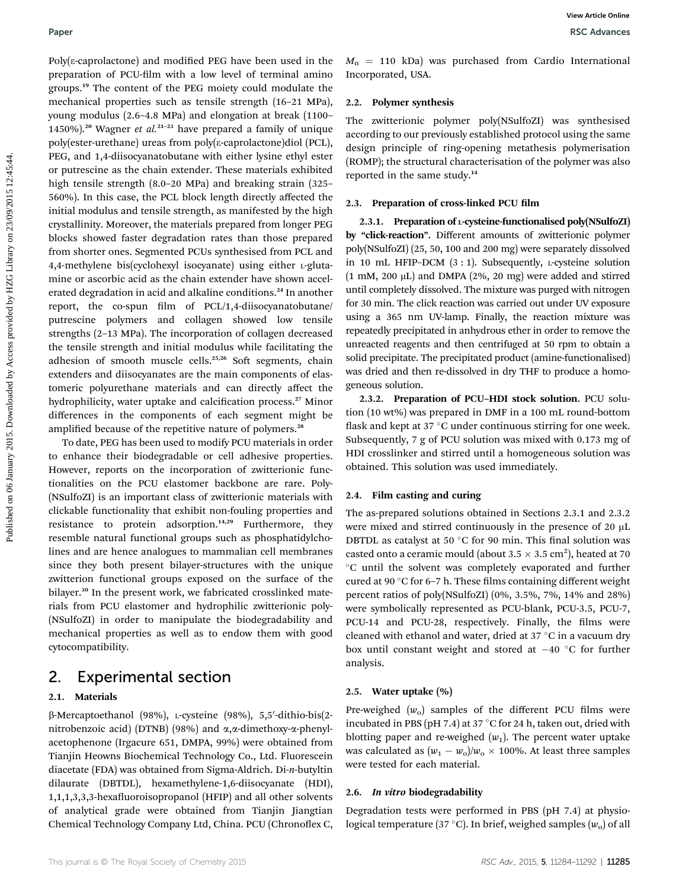Poly(ε-caprolactone) and modified PEG have been used in the preparation of PCU-film with a low level of terminal amino groups.[19] The content of the PEG moiety could modulate the mechanical properties such as tensile strength (16–21 MPa), young modulus (2.6–4.8 MPa) and elongation at break (1100–1450%).[20] Wagner *et al.*[21–23] have prepared a family of unique poly(ester-urethane) ureas from poly(ε-caprolactone)diol (PCL), PEG, and 1,4-diisocyanatobutane with either lysine ethyl ester or putrescine as the chain extender. These materials exhibited high tensile strength (8.0–20 MPa) and breaking strain (325–560%). In this case, the PCL block length directly affected the initial modulus and tensile strength, as manifested by the high crystallinity. Moreover, the materials prepared from longer PEG blocks showed faster degradation rates than those prepared from shorter ones. Segmented PCUs synthesised from PCL and 4,4-methylene bis(cyclohexyl isocyanate) using either L-glutamine or ascorbic acid as the chain extender have shown accelerated degradation in acid and alkaline conditions.[24] In another report, the co-spun film of PCL/1,4-diisocyanatobutane/putrescine polymers and collagen showed low tensile strengths (2–13 MPa). The incorporation of collagen decreased the tensile strength and initial modulus while facilitating the adhesion of smooth muscle cells.[25,26] Soft segments, chain extenders and diisocyanates are the main components of elastomeric polyurethane materials and can directly affect the hydrophilicity, water uptake and calcification process.[27] Minor differences in the components of each segment might be amplified because of the repetitive nature of polymers.[28]

To date, PEG has been used to modify PCU materials in order to enhance their biodegradable or cell adhesive properties. However, reports on the incorporation of zwitterionic functionalities on the PCU elastomer backbone are rare. Poly(NSulfoZI) is an important class of zwitterionic materials with clickable functionality that exhibit non-fouling properties and resistance to protein adsorption.[14,29] Furthermore, they resemble natural functional groups such as phosphatidylcholines and are hence analogues to mammalian cell membranes since they both present bilayer-structures with the unique zwitterion functional groups exposed on the surface of the bilayer.[30] In the present work, we fabricated crosslinked materials from PCU elastomer and hydrophilic zwitterionic poly(NSulfoZI) in order to manipulate the biodegradability and mechanical properties as well as to endow them with good cytocompatibility.

## 2. Experimental section

### 2.1. Materials

β-Mercaptoethanol (98%), L-cysteine (98%), 5,5′-dithio-bis(2-nitrobenzoic acid) (DTNB) (98%) and α,α-dimethoxy-α-phenylacetophenone (Irgacure 651, DMPA, 99%) were obtained from Tianjin Heowns Biochemical Technology Co., Ltd. Fluorescein diacetate (FDA) was obtained from Sigma-Aldrich. Di-*n*-butyltin dilaurate (DBTDL), hexamethylene-1,6-diisocyanate (HDI), 1,1,1,3,3,3-hexafluoroisopropanol (HFIP) and all other solvents of analytical grade were obtained from Tianjin Jiangtian Chemical Technology Company Ltd, China. PCU (Chronoflex C, $M_n$ = 110 kDa) was purchased from Cardio International Incorporated, USA.

### 2.2. Polymer synthesis

The zwitterionic polymer poly(NSulfoZI) was synthesised according to our previously established protocol using the same design principle of ring-opening metathesis polymerisation (ROMP); the structural characterisation of the polymer was also reported in the same study.[14]

### 2.3. Preparation of cross-linked PCU film

**2.3.1. Preparation of L-cysteine-functionalised poly(NSulfoZI) by "click-reaction".** Different amounts of zwitterionic polymer poly(NSulfoZI) (25, 50, 100 and 200 mg) were separately dissolved in 10 mL HFIP–DCM (3 : 1). Subsequently, L-cysteine solution (1 mM, 200 μL) and DMPA (2%, 20 mg) were added and stirred until completely dissolved. The mixture was purged with nitrogen for 30 min. The click reaction was carried out under UV exposure using a 365 nm UV-lamp. Finally, the reaction mixture was repeatedly precipitated in anhydrous ether in order to remove the unreacted reagents and then centrifuged at 50 rpm to obtain a solid precipitate. The precipitated product (amine-functionalised) was dried and then re-dissolved in dry THF to produce a homogeneous solution.

**2.3.2. Preparation of PCU–HDI stock solution.** PCU solution (10 wt%) was prepared in DMF in a 100 mL round-bottom flask and kept at 37 °C under continuous stirring for one week. Subsequently, 7 g of PCU solution was mixed with 0.173 mg of HDI crosslinker and stirred until a homogeneous solution was obtained. This solution was used immediately.

### 2.4. Film casting and curing

The as-prepared solutions obtained in Sections 2.3.1 and 2.3.2 were mixed and stirred continuously in the presence of 20 μL DBTDL as catalyst at 50 °C for 90 min. This final solution was casted onto a ceramic mould (about 3.5 × 3.5 cm$^2$), heated at 70 °C until the solvent was completely evaporated and further cured at 90 °C for 6–7 h. These films containing different weight percent ratios of poly(NSulfoZI) (0%, 3.5%, 7%, 14% and 28%) were symbolically represented as PCU-blank, PCU-3.5, PCU-7, PCU-14 and PCU-28, respectively. Finally, the films were cleaned with ethanol and water, dried at 37 °C in a vacuum dry box until constant weight and stored at −40 °C for further analysis.

### 2.5. Water uptake (%)

Pre-weighed ($w_o$) samples of the different PCU films were incubated in PBS (pH 7.4) at 37 °C for 24 h, taken out, dried with blotting paper and re-weighed ($w_1$). The percent water uptake was calculated as $(w_1 - w_o)/w_o \times 100\%$. At least three samples were tested for each material.

### 2.6. *In vitro* biodegradability

Degradation tests were performed in PBS (pH 7.4) at physiological temperature (37 °C). In brief, weighed samples ($w_o$) of all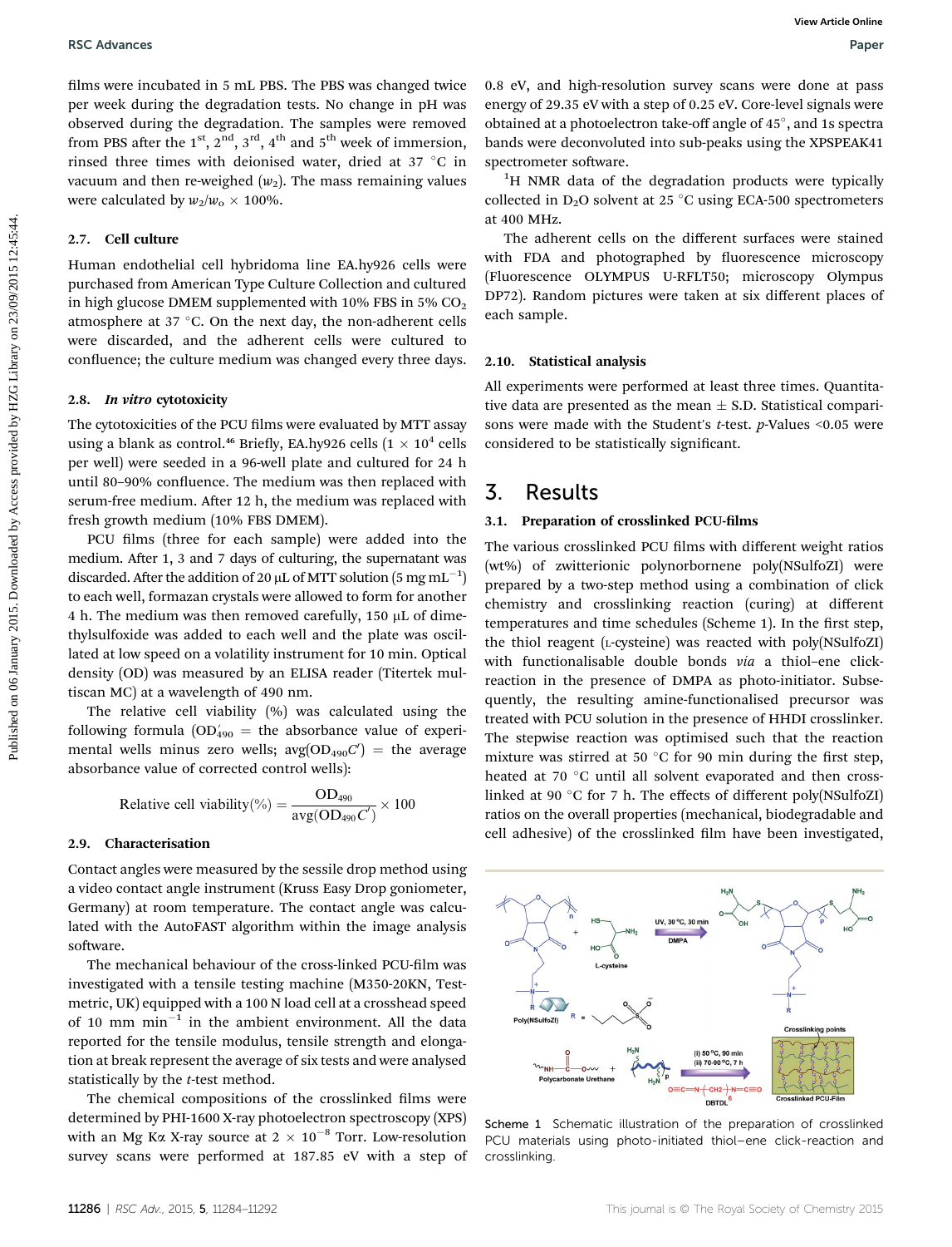films were incubated in 5 mL PBS. The PBS was changed twice per week during the degradation tests. No change in pH was observed during the degradation. The samples were removed from PBS after the 1st, 2nd, 3rd, 4th and 5th week of immersion, rinsed three times with deionised water, dried at 37 °C in vacuum and then re-weighed ($w_2$). The mass remaining values were calculated by $w_2/w_o \times 100\%$.

### 2.7. Cell culture

Human endothelial cell hybridoma line EA.hy926 cells were purchased from American Type Culture Collection and cultured in high glucose DMEM supplemented with 10% FBS in 5% $CO_2$ atmosphere at 37 °C. On the next day, the non-adherent cells were discarded, and the adherent cells were cultured to confluence; the culture medium was changed every three days.

### 2.8. *In vitro* cytotoxicity

The cytotoxicities of the PCU films were evaluated by MTT assay using a blank as control.[46] Briefly, EA.hy926 cells ($1 \times 10^4$ cells per well) were seeded in a 96-well plate and cultured for 24 h until 80–90% confluence. The medium was then replaced with serum-free medium. After 12 h, the medium was replaced with fresh growth medium (10% FBS DMEM).

PCU films (three for each sample) were added into the medium. After 1, 3 and 7 days of culturing, the supernatant was discarded. After the addition of 20 μL of MTT solution (5 mg $mL^{-1}$) to each well, formazan crystals were allowed to form for another 4 h. The medium was then removed carefully, 150 μL of dimethylsulfoxide was added to each well and the plate was oscillated at low speed on a volatility instrument for 10 min. Optical density (OD) was measured by an ELISA reader (Titertek multiscan MC) at a wavelength of 490 nm.

The relative cell viability (%) was calculated using the following formula ($OD'_{490}$ = the absorbance value of experimental wells minus zero wells; $\text{avg}(OD_{490}C')$ = the average absorbance value of corrected control wells):

$$\text{Relative cell viability}(\%) = \frac{OD_{490}}{\text{avg}(OD_{490}C')} \times 100$$

### 2.9. Characterisation

Contact angles were measured by the sessile drop method using a video contact angle instrument (Kruss Easy Drop goniometer, Germany) at room temperature. The contact angle was calculated with the AutoFAST algorithm within the image analysis software.

The mechanical behaviour of the cross-linked PCU-film was investigated with a tensile testing machine (M350-20KN, Testmetric, UK) equipped with a 100 N load cell at a crosshead speed of 10 mm $min^{-1}$ in the ambient environment. All the data reported for the tensile modulus, tensile strength and elongation at break represent the average of six tests and were analysed statistically by the *t*-test method.

The chemical compositions of the crosslinked films were determined by PHI-1600 X-ray photoelectron spectroscopy (XPS) with an Mg Kα X-ray source at $2 \times 10^{-8}$ Torr. Low-resolution survey scans were performed at 187.85 eV with a step of 0.8 eV, and high-resolution survey scans were done at pass energy of 29.35 eV with a step of 0.25 eV. Core-level signals were obtained at a photoelectron take-off angle of 45°, and 1s spectra bands were deconvoluted into sub-peaks using the XPSPEAK41 spectrometer software.

$^1$H NMR data of the degradation products were typically collected in $D_2O$ solvent at 25 °C using ECA-500 spectrometers at 400 MHz.

The adherent cells on the different surfaces were stained with FDA and photographed by fluorescence microscopy (Fluorescence OLYMPUS U-RFLT50; microscopy Olympus DP72). Random pictures were taken at six different places of each sample.

### 2.10. Statistical analysis

All experiments were performed at least three times. Quantitative data are presented as the mean ± S.D. Statistical comparisons were made with the Student's *t*-test. *p*-Values <0.05 were considered to be statistically significant.

## 3. Results

### 3.1. Preparation of crosslinked PCU-films

The various crosslinked PCU films with different weight ratios (wt%) of zwitterionic polynorbornene poly(NSulfoZI) were prepared by a two-step method using a combination of click chemistry and crosslinking reaction (curing) at different temperatures and time schedules (Scheme 1). In the first step, the thiol reagent (L-cysteine) was reacted with poly(NSulfoZI) with functionalisable double bonds *via* a thiol–ene click-reaction in the presence of DMPA as photo-initiator. Subsequently, the resulting amine-functionalised precursor was treated with PCU solution in the presence of HHDI crosslinker. The stepwise reaction was optimised such that the reaction mixture was stirred at 50 °C for 90 min during the first step, heated at 70 °C until all solvent evaporated and then crosslinked at 90 °C for 7 h. The effects of different poly(NSulfoZI) ratios on the overall properties (mechanical, biodegradable and cell adhesive) of the crosslinked film have been investigated,

Scheme 1 Schematic illustration of the preparation of crosslinked PCU materials using photo-initiated thiol–ene click-reaction and crosslinking.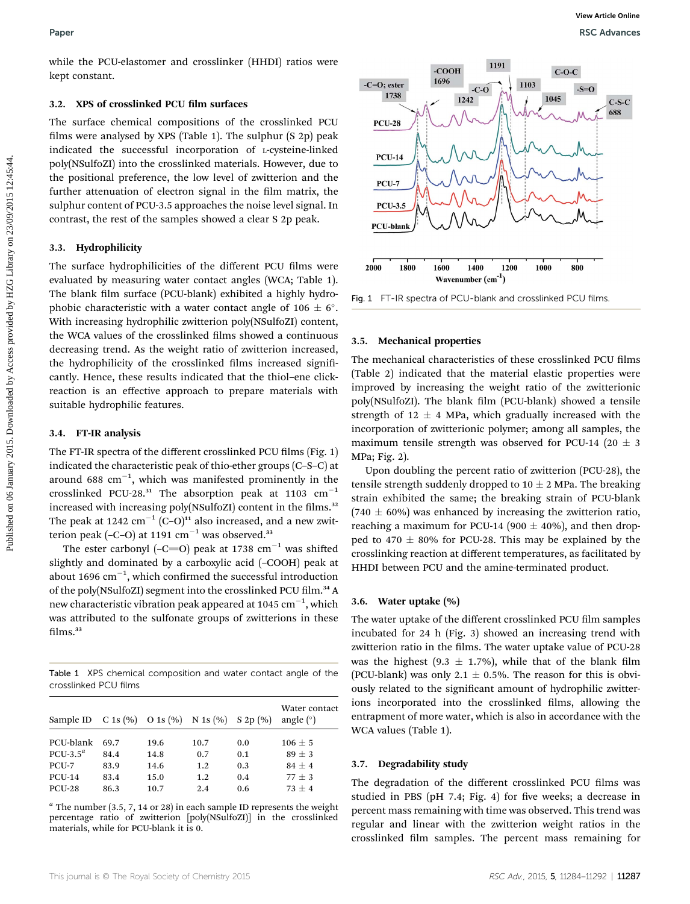while the PCU-elastomer and crosslinker (HHDI) ratios were kept constant.

### 3.2. XPS of crosslinked PCU film surfaces

The surface chemical compositions of the crosslinked PCU films were analysed by XPS (Table 1). The sulphur (S 2p) peak indicated the successful incorporation of L-cysteine-linked poly(NSulfoZI) into the crosslinked materials. However, due to the positional preference, the low level of zwitterion and the further attenuation of electron signal in the film matrix, the sulphur content of PCU-3.5 approaches the noise level signal. In contrast, the rest of the samples showed a clear S 2p peak.

### 3.3. Hydrophilicity

The surface hydrophilicities of the different PCU films were evaluated by measuring water contact angles (WCA; Table 1). The blank film surface (PCU-blank) exhibited a highly hydrophobic characteristic with a water contact angle of 106 ± 6°. With increasing hydrophilic zwitterion poly(NSulfoZI) content, the WCA values of the crosslinked films showed a continuous decreasing trend. As the weight ratio of zwitterion increased, the hydrophilicity of the crosslinked films increased significantly. Hence, these results indicated that the thiol–ene click-reaction is an effective approach to prepare materials with suitable hydrophilic features.

### 3.4. FT-IR analysis

The FT-IR spectra of the different crosslinked PCU films (Fig. 1) indicated the characteristic peak of thio-ether groups (C–S–C) at around 688 $cm^{-1}$, which was manifested prominently in the crosslinked PCU-28.[31] The absorption peak at 1103 $cm^{-1}$ increased with increasing poly(NSulfoZI) content in the films.[32] The peak at 1242 $cm^{-1}$ (C–O)[11] also increased, and a new zwitterion peak (–C–O) at 1191 $cm^{-1}$ was observed.[33]

The ester carbonyl (–C=O) peak at 1738 $cm^{-1}$ was shifted slightly and dominated by a carboxylic acid (–COOH) peak at about 1696 $cm^{-1}$, which confirmed the successful introduction of the poly(NSulfoZI) segment into the crosslinked PCU film.[34] A new characteristic vibration peak appeared at 1045 $cm^{-1}$, which was attributed to the sulfonate groups of zwitterions in these films.[33]

Table 1 XPS chemical composition and water contact angle of the crosslinked PCU films

| Sample ID | C 1s (%) | O 1s (%) | N 1s (%) | S 2p (%) | Water contact angle (°) |
|---|---|---|---|---|---|
| PCU-blank | 69.7 | 19.6 | 10.7 | 0.0 | 106 ± 5 |
| PCU-3.5[a] | 84.4 | 14.8 | 0.7 | 0.1 | 89 ± 3 |
| PCU-7 | 83.9 | 14.6 | 1.2 | 0.3 | 84 ± 4 |
| PCU-14 | 83.4 | 15.0 | 1.2 | 0.4 | 77 ± 3 |
| PCU-28 | 86.3 | 10.7 | 2.4 | 0.6 | 73 ± 4 |

[a] The number (3.5, 7, 14 or 28) in each sample ID represents the weight percentage ratio of zwitterion [poly(NSulfoZI)] in the crosslinked materials, while for PCU-blank it is 0.

Fig. 1 FT-IR spectra of PCU-blank and crosslinked PCU films.

### 3.5. Mechanical properties

The mechanical characteristics of these crosslinked PCU films (Table 2) indicated that the material elastic properties were improved by increasing the weight ratio of the zwitterionic poly(NSulfoZI). The blank film (PCU-blank) showed a tensile strength of 12 ± 4 MPa, which gradually increased with the incorporation of zwitterionic polymer; among all samples, the maximum tensile strength was observed for PCU-14 (20 ± 3 MPa; Fig. 2).

Upon doubling the percent ratio of zwitterion (PCU-28), the tensile strength suddenly dropped to 10 ± 2 MPa. The breaking strain exhibited the same; the breaking strain of PCU-blank (740 ± 60%) was enhanced by increasing the zwitterion ratio, reaching a maximum for PCU-14 (900 ± 40%), and then dropped to 470 ± 80% for PCU-28. This may be explained by the crosslinking reaction at different temperatures, as facilitated by HHDI between PCU and the amine-terminated product.

### 3.6. Water uptake (%)

The water uptake of the different crosslinked PCU film samples incubated for 24 h (Fig. 3) showed an increasing trend with zwitterion ratio in the films. The water uptake value of PCU-28 was the highest (9.3 ± 1.7%), while that of the blank film (PCU-blank) was only 2.1 ± 0.5%. The reason for this is obviously related to the significant amount of hydrophilic zwitterions incorporated into the crosslinked films, allowing the entrapment of more water, which is also in accordance with the WCA values (Table 1).

### 3.7. Degradability study

The degradation of the different crosslinked PCU films was studied in PBS (pH 7.4; Fig. 4) for five weeks; a decrease in percent mass remaining with time was observed. This trend was regular and linear with the zwitterion weight ratios in the crosslinked film samples. The percent mass remaining for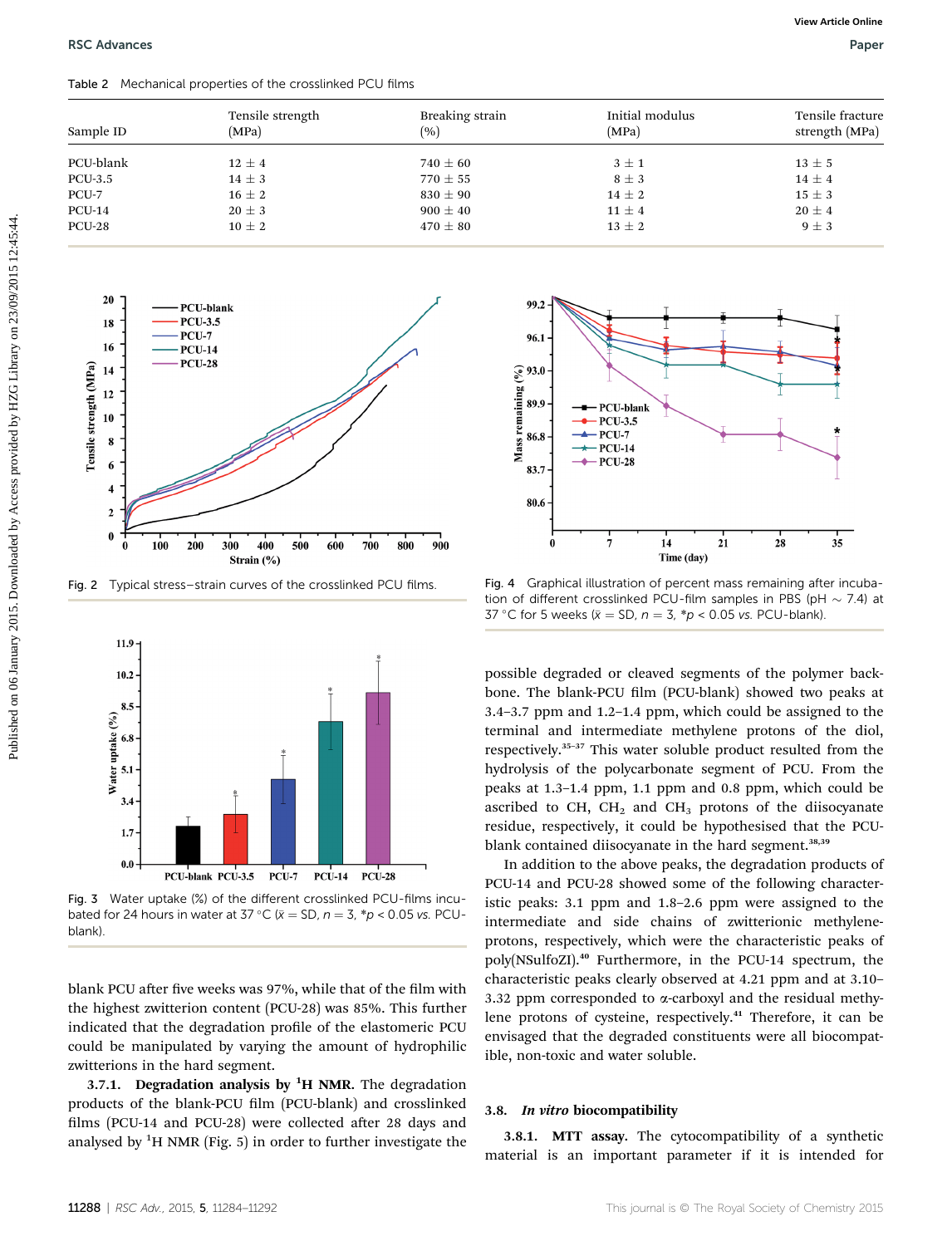Table 2 Mechanical properties of the crosslinked PCU films

| Sample ID | Tensile strength (MPa) | Breaking strain (%) | Initial modulus (MPa) | Tensile fracture strength (MPa) |
|---|---|---|---|---|
| PCU-blank | 12 ± 4 | 740 ± 60 | 3 ± 1 | 13 ± 5 |
| PCU-3.5 | 14 ± 3 | 770 ± 55 | 8 ± 3 | 14 ± 4 |
| PCU-7 | 16 ± 2 | 830 ± 90 | 14 ± 2 | 15 ± 3 |
| PCU-14 | 20 ± 3 | 900 ± 40 | 11 ± 4 | 20 ± 4 |
| PCU-28 | 10 ± 2 | 470 ± 80 | 13 ± 2 | 9 ± 3 |

Fig. 2 Typical stress–strain curves of the crosslinked PCU films.

Fig. 4 Graphical illustration of percent mass remaining after incubation of different crosslinked PCU-film samples in PBS (pH ~ 7.4) at 37 °C for 5 weeks ($\bar{x}$ = SD, $n = 3$, *$p < 0.05$ vs. PCU-blank).

Fig. 3 Water uptake (%) of the different crosslinked PCU-films incubated for 24 hours in water at 37 °C ($\bar{x}$ = SD, $n = 3$, *$p < 0.05$ vs. PCU-blank).

blank PCU after five weeks was 97%, while that of the film with the highest zwitterion content (PCU-28) was 85%. This further indicated that the degradation profile of the elastomeric PCU could be manipulated by varying the amount of hydrophilic zwitterions in the hard segment.

**3.7.1. Degradation analysis by $^1$H NMR.** The degradation products of the blank-PCU film (PCU-blank) and crosslinked films (PCU-14 and PCU-28) were collected after 28 days and analysed by $^1$H NMR (Fig. 5) in order to further investigate the possible degraded or cleaved segments of the polymer backbone. The blank-PCU film (PCU-blank) showed two peaks at 3.4–3.7 ppm and 1.2–1.4 ppm, which could be assigned to the terminal and intermediate methylene protons of the diol, respectively.[35–37] This water soluble product resulted from the hydrolysis of the polycarbonate segment of PCU. From the peaks at 1.3–1.4 ppm, 1.1 ppm and 0.8 ppm, which could be ascribed to CH, $CH_2$ and $CH_3$ protons of the diisocyanate residue, respectively, it could be hypothesised that the PCU-blank contained diisocyanate in the hard segment.[38,39]

In addition to the above peaks, the degradation products of PCU-14 and PCU-28 showed some of the following characteristic peaks: 3.1 ppm and 1.8–2.6 ppm were assigned to the intermediate and side chains of zwitterionic methylene-protons, respectively, which were the characteristic peaks of poly(NSulfoZI).[40] Furthermore, in the PCU-14 spectrum, the characteristic peaks clearly observed at 4.21 ppm and at 3.10–3.32 ppm corresponded to α-carboxyl and the residual methylene protons of cysteine, respectively.[41] Therefore, it can be envisaged that the degraded constituents were all biocompatible, non-toxic and water soluble.

## 3.8. *In vitro* biocompatibility

**3.8.1. MTT assay.** The cytocompatibility of a synthetic material is an important parameter if it is intended for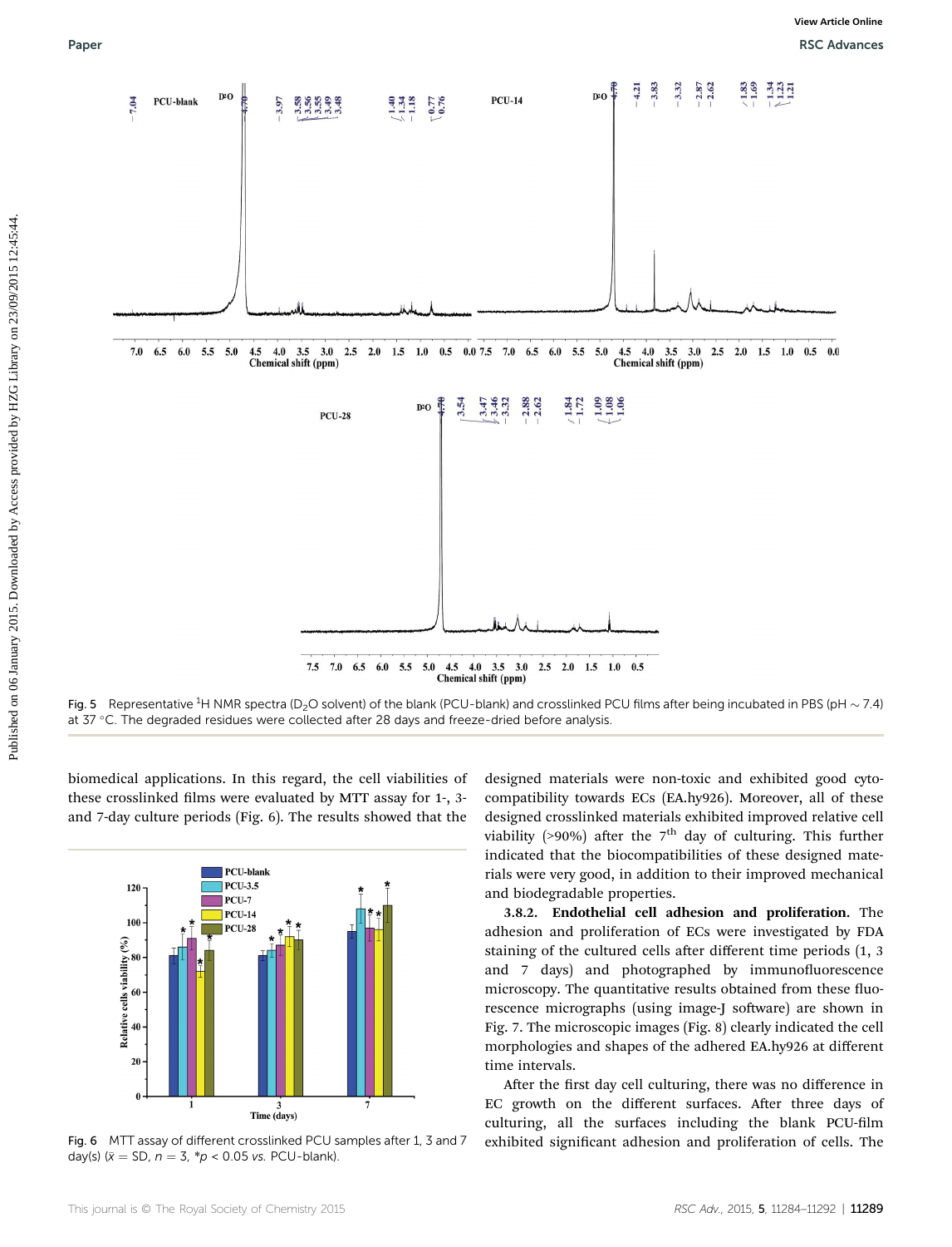Fig. 5 Representative $^1H$ NMR spectra ($D_2O$ solvent) of the blank (PCU-blank) and crosslinked PCU films after being incubated in PBS (pH ~ 7.4) at 37 °C. The degraded residues were collected after 28 days and freeze-dried before analysis.

biomedical applications. In this regard, the cell viabilities of these crosslinked films were evaluated by MTT assay for 1-, 3- and 7-day culture periods (Fig. 6). The results showed that the designed materials were non-toxic and exhibited good cytocompatibility towards ECs (EA.hy926). Moreover, all of these designed crosslinked materials exhibited improved relative cell viability (>90%) after the 7th day of culturing. This further indicated that the biocompatibilities of these designed materials were very good, in addition to their improved mechanical and biodegradable properties.

Fig. 6 MTT assay of different crosslinked PCU samples after 1, 3 and 7 day(s) ($\bar{x}$ = SD, $n$ = 3, *$p$ < 0.05 *vs.* PCU-blank).

**3.8.2. Endothelial cell adhesion and proliferation.** The adhesion and proliferation of ECs were investigated by FDA staining of the cultured cells after different time periods (1, 3 and 7 days) and photographed by immunofluorescence microscopy. The quantitative results obtained from these fluorescence micrographs (using image-J software) are shown in Fig. 7. The microscopic images (Fig. 8) clearly indicated the cell morphologies and shapes of the adhered EA.hy926 at different time intervals.

After the first day cell culturing, there was no difference in EC growth on the different surfaces. After three days of culturing, all the surfaces including the blank PCU-film exhibited significant adhesion and proliferation of cells. The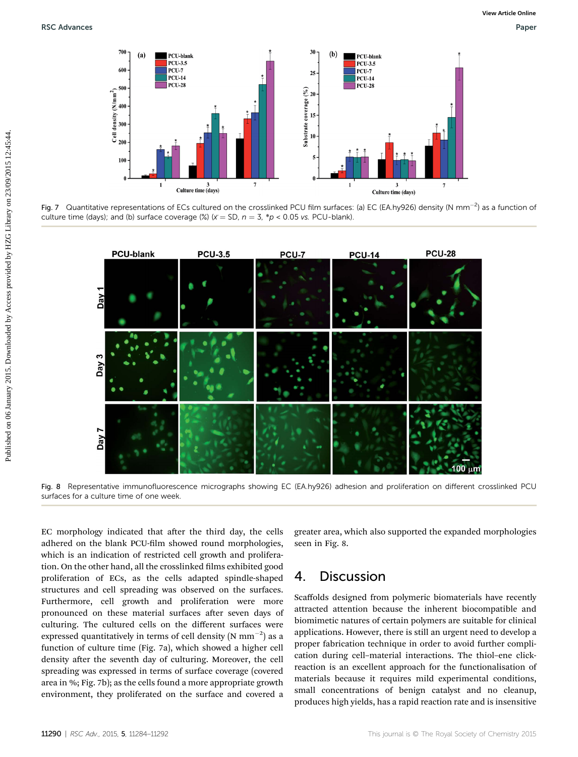Fig. 7 Quantitative representations of ECs cultured on the crosslinked PCU film surfaces: (a) EC (EA.hy926) density (N mm$^{-2}$) as a function of culture time (days); and (b) surface coverage (%) ($\bar{x}$ = SD, $n$ = 3, *$p$ < 0.05 *vs.* PCU-blank).

Fig. 8 Representative immunofluorescence micrographs showing EC (EA.hy926) adhesion and proliferation on different crosslinked PCU surfaces for a culture time of one week.

EC morphology indicated that after the third day, the cells adhered on the blank PCU-film showed round morphologies, which is an indication of restricted cell growth and proliferation. On the other hand, all the crosslinked films exhibited good proliferation of ECs, as the cells adapted spindle-shaped structures and cell spreading was observed on the surfaces. Furthermore, cell growth and proliferation were more pronounced on these material surfaces after seven days of culturing. The cultured cells on the different surfaces were expressed quantitatively in terms of cell density (N mm$^{-2}$) as a function of culture time (Fig. 7a), which showed a higher cell density after the seventh day of culturing. Moreover, the cell spreading was expressed in terms of surface coverage (covered area in %; Fig. 7b); as the cells found a more appropriate growth environment, they proliferated on the surface and covered a greater area, which also supported the expanded morphologies seen in Fig. 8.

## 4. Discussion

Scaffolds designed from polymeric biomaterials have recently attracted attention because the inherent biocompatible and biomimetic natures of certain polymers are suitable for clinical applications. However, there is still an urgent need to develop a proper fabrication technique in order to avoid further complication during cell–material interactions. The thiol–ene click-reaction is an excellent approach for the functionalisation of materials because it requires mild experimental conditions, small concentrations of benign catalyst and no cleanup, produces high yields, has a rapid reaction rate and is insensitive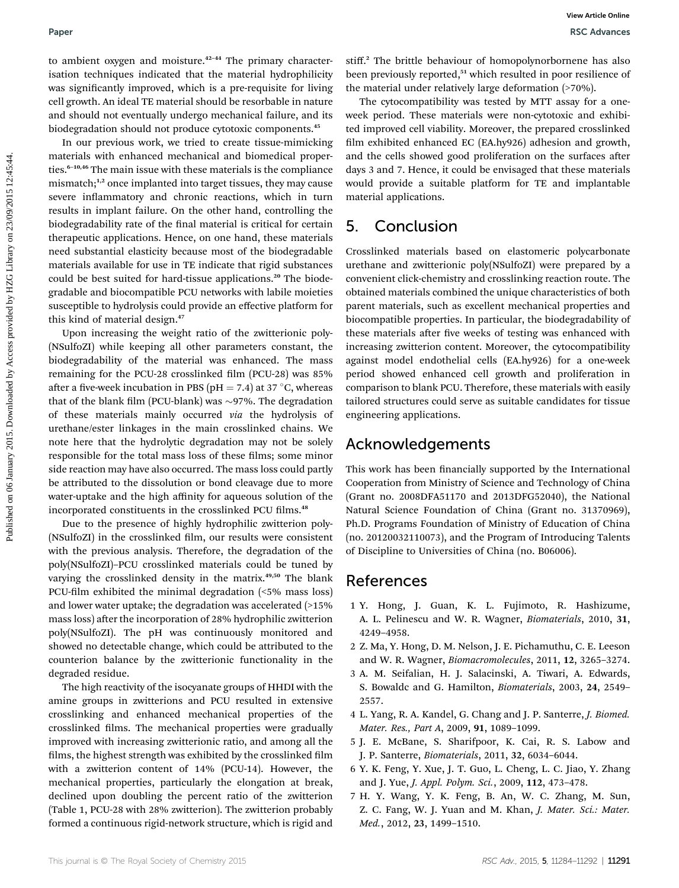to ambient oxygen and moisture.[42–44] The primary characterisation techniques indicated that the material hydrophilicity was significantly improved, which is a pre-requisite for living cell growth. An ideal TE material should be resorbable in nature and should not eventually undergo mechanical failure, and its biodegradation should not produce cytotoxic components.[45]

In our previous work, we tried to create tissue-mimicking materials with enhanced mechanical and biomedical properties.[6–10,46] The main issue with these materials is the compliance mismatch;[1,2] once implanted into target tissues, they may cause severe inflammatory and chronic reactions, which in turn results in implant failure. On the other hand, controlling the biodegradability rate of the final material is critical for certain therapeutic applications. Hence, on one hand, these materials need substantial elasticity because most of the biodegradable materials available for use in TE indicate that rigid substances could be best suited for hard-tissue applications.[20] The biodegradable and biocompatible PCU networks with labile moieties susceptible to hydrolysis could provide an effective platform for this kind of material design.[47]

Upon increasing the weight ratio of the zwitterionic poly(NSulfoZI) while keeping all other parameters constant, the biodegradability of the material was enhanced. The mass remaining for the PCU-28 crosslinked film (PCU-28) was 85% after a five-week incubation in PBS (pH = 7.4) at 37 °C, whereas that of the blank film (PCU-blank) was ~97%. The degradation of these materials mainly occurred *via* the hydrolysis of urethane/ester linkages in the main crosslinked chains. We note here that the hydrolytic degradation may not be solely responsible for the total mass loss of these films; some minor side reaction may have also occurred. The mass loss could partly be attributed to the dissolution or bond cleavage due to more water-uptake and the high affinity for aqueous solution of the incorporated constituents in the crosslinked PCU films.[48]

Due to the presence of highly hydrophilic zwitterion poly(NSulfoZI) in the crosslinked film, our results were consistent with the previous analysis. Therefore, the degradation of the poly(NSulfoZI)–PCU crosslinked materials could be tuned by varying the crosslinked density in the matrix.[49,50] The blank PCU-film exhibited the minimal degradation (<5% mass loss) and lower water uptake; the degradation was accelerated (>15% mass loss) after the incorporation of 28% hydrophilic zwitterion poly(NSulfoZI). The pH was continuously monitored and showed no detectable change, which could be attributed to the counterion balance by the zwitterionic functionality in the degraded residue.

The high reactivity of the isocyanate groups of HHDI with the amine groups in zwitterions and PCU resulted in extensive crosslinking and enhanced mechanical properties of the crosslinked films. The mechanical properties were gradually improved with increasing zwitterionic ratio, and among all the films, the highest strength was exhibited by the crosslinked film with a zwitterion content of 14% (PCU-14). However, the mechanical properties, particularly the elongation at break, declined upon doubling the percent ratio of the zwitterion (Table 1, PCU-28 with 28% zwitterion). The zwitterion probably formed a continuous rigid-network structure, which is rigid and stiff.[2] The brittle behaviour of homopolynorbornene has also been previously reported,[51] which resulted in poor resilience of the material under relatively large deformation (>70%).

The cytocompatibility was tested by MTT assay for a one-week period. These materials were non-cytotoxic and exhibited improved cell viability. Moreover, the prepared crosslinked film exhibited enhanced EC (EA.hy926) adhesion and growth, and the cells showed good proliferation on the surfaces after days 3 and 7. Hence, it could be envisaged that these materials would provide a suitable platform for TE and implantable material applications.

## 5. Conclusion

Crosslinked materials based on elastomeric polycarbonate urethane and zwitterionic poly(NSulfoZI) were prepared by a convenient click-chemistry and crosslinking reaction route. The obtained materials combined the unique characteristics of both parent materials, such as excellent mechanical properties and biocompatible properties. In particular, the biodegradability of these materials after five weeks of testing was enhanced with increasing zwitterion content. Moreover, the cytocompatibility against model endothelial cells (EA.hy926) for a one-week period showed enhanced cell growth and proliferation in comparison to blank PCU. Therefore, these materials with easily tailored structures could serve as suitable candidates for tissue engineering applications.

## Acknowledgements

This work has been financially supported by the International Cooperation from Ministry of Science and Technology of China (Grant no. 2008DFA51170 and 2013DFG52040), the National Natural Science Foundation of China (Grant no. 31370969), Ph.D. Programs Foundation of Ministry of Education of China (no. 20120032110073), and the Program of Introducing Talents of Discipline to Universities of China (no. B06006).

## References

1. Y. Hong, J. Guan, K. L. Fujimoto, R. Hashizume, A. L. Pelinescu and W. R. Wagner, *Biomaterials*, 2010, **31**, 4249–4958.
2. Z. Ma, Y. Hong, D. M. Nelson, J. E. Pichamuthu, C. E. Leeson and W. R. Wagner, *Biomacromolecules*, 2011, **12**, 3265–3274.
3. A. M. Seifalian, H. J. Salacinski, A. Tiwari, A. Edwards, S. Bowaldc and G. Hamilton, *Biomaterials*, 2003, **24**, 2549–2557.
4. L. Yang, R. A. Kandel, G. Chang and J. P. Santerre, *J. Biomed. Mater. Res., Part A*, 2009, **91**, 1089–1099.
5. J. E. McBane, S. Sharifpoor, K. Cai, R. S. Labow and J. P. Santerre, *Biomaterials*, 2011, **32**, 6034–6044.
6. Y. K. Feng, Y. Xue, J. T. Guo, L. Cheng, L. C. Jiao, Y. Zhang and J. Yue, *J. Appl. Polym. Sci.*, 2009, **112**, 473–478.
7. H. Y. Wang, Y. K. Feng, B. An, W. C. Zhang, M. Sun, Z. C. Fang, W. J. Yuan and M. Khan, *J. Mater. Sci.: Mater. Med.*, 2012, **23**, 1499–1510.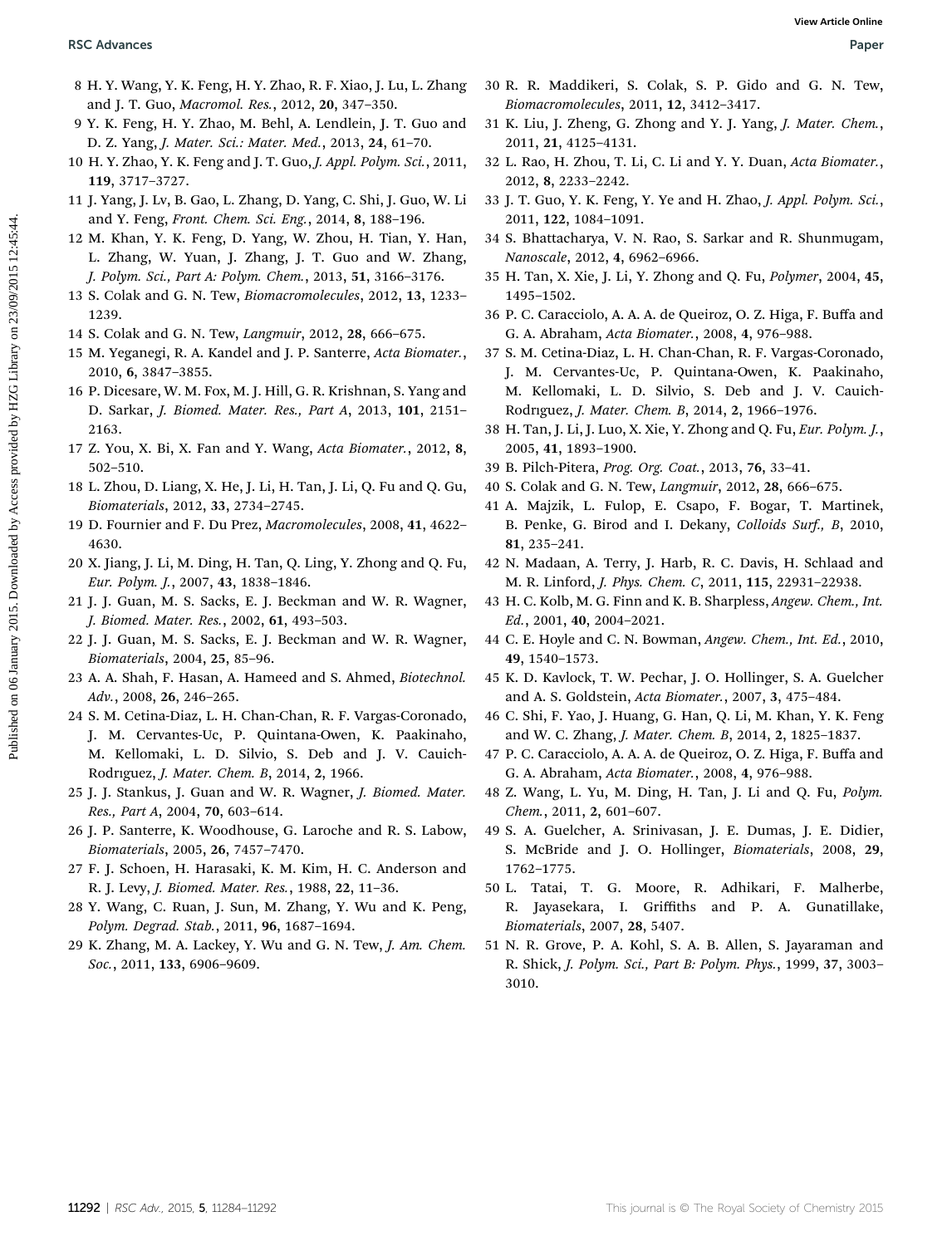8 H. Y. Wang, Y. K. Feng, H. Y. Zhao, R. F. Xiao, J. Lu, L. Zhang and J. T. Guo, *Macromol. Res.*, 2012, **20**, 347–350.

9 Y. K. Feng, H. Y. Zhao, M. Behl, A. Lendlein, J. T. Guo and D. Z. Yang, *J. Mater. Sci.: Mater. Med.*, 2013, **24**, 61–70.

10 H. Y. Zhao, Y. K. Feng and J. T. Guo, *J. Appl. Polym. Sci.*, 2011, **119**, 3717–3727.

11 J. Yang, J. Lv, B. Gao, L. Zhang, D. Yang, C. Shi, J. Guo, W. Li and Y. Feng, *Front. Chem. Sci. Eng.*, 2014, **8**, 188–196.

12 M. Khan, Y. K. Feng, D. Yang, W. Zhou, H. Tian, Y. Han, L. Zhang, W. Yuan, J. Zhang, J. T. Guo and W. Zhang, *J. Polym. Sci., Part A: Polym. Chem.*, 2013, **51**, 3166–3176.

13 S. Colak and G. N. Tew, *Biomacromolecules*, 2012, **13**, 1233–1239.

14 S. Colak and G. N. Tew, *Langmuir*, 2012, **28**, 666–675.

15 M. Yeganegi, R. A. Kandel and J. P. Santerre, *Acta Biomater.*, 2010, **6**, 3847–3855.

16 P. Dicesare, W. M. Fox, M. J. Hill, G. R. Krishnan, S. Yang and D. Sarkar, *J. Biomed. Mater. Res., Part A*, 2013, **101**, 2151–2163.

17 Z. You, X. Bi, X. Fan and Y. Wang, *Acta Biomater.*, 2012, **8**, 502–510.

18 L. Zhou, D. Liang, X. He, J. Li, H. Tan, J. Li, Q. Fu and Q. Gu, *Biomaterials*, 2012, **33**, 2734–2745.

19 D. Fournier and F. Du Prez, *Macromolecules*, 2008, **41**, 4622–4630.

20 X. Jiang, J. Li, M. Ding, H. Tan, Q. Ling, Y. Zhong and Q. Fu, *Eur. Polym. J.*, 2007, **43**, 1838–1846.

21 J. J. Guan, M. S. Sacks, E. J. Beckman and W. R. Wagner, *J. Biomed. Mater. Res.*, 2002, **61**, 493–503.

22 J. J. Guan, M. S. Sacks, E. J. Beckman and W. R. Wagner, *Biomaterials*, 2004, **25**, 85–96.

23 A. A. Shah, F. Hasan, A. Hameed and S. Ahmed, *Biotechnol. Adv.*, 2008, **26**, 246–265.

24 S. M. Cetina-Diaz, L. H. Chan-Chan, R. F. Vargas-Coronado, J. M. Cervantes-Uc, P. Quintana-Owen, K. Paakinaho, M. Kellomaki, L. D. Silvio, S. Deb and J. V. Cauich-Rodrıguez, *J. Mater. Chem. B*, 2014, **2**, 1966.

25 J. J. Stankus, J. Guan and W. R. Wagner, *J. Biomed. Mater. Res., Part A*, 2004, **70**, 603–614.

26 J. P. Santerre, K. Woodhouse, G. Laroche and R. S. Labow, *Biomaterials*, 2005, **26**, 7457–7470.

27 F. J. Schoen, H. Harasaki, K. M. Kim, H. C. Anderson and R. J. Levy, *J. Biomed. Mater. Res.*, 1988, **22**, 11–36.

28 Y. Wang, C. Ruan, J. Sun, M. Zhang, Y. Wu and K. Peng, *Polym. Degrad. Stab.*, 2011, **96**, 1687–1694.

29 K. Zhang, M. A. Lackey, Y. Wu and G. N. Tew, *J. Am. Chem. Soc.*, 2011, **133**, 6906–9609.

30 R. R. Maddikeri, S. Colak, S. P. Gido and G. N. Tew, *Biomacromolecules*, 2011, **12**, 3412–3417.

31 K. Liu, J. Zheng, G. Zhong and Y. J. Yang, *J. Mater. Chem.*, 2011, **21**, 4125–4131.

32 L. Rao, H. Zhou, T. Li, C. Li and Y. Y. Duan, *Acta Biomater.*, 2012, **8**, 2233–2242.

33 J. T. Guo, Y. K. Feng, Y. Ye and H. Zhao, *J. Appl. Polym. Sci.*, 2011, **122**, 1084–1091.

34 S. Bhattacharya, V. N. Rao, S. Sarkar and R. Shunmugam, *Nanoscale*, 2012, **4**, 6962–6966.

35 H. Tan, X. Xie, J. Li, Y. Zhong and Q. Fu, *Polymer*, 2004, **45**, 1495–1502.

36 P. C. Caracciolo, A. A. A. de Queiroz, O. Z. Higa, F. Buffa and G. A. Abraham, *Acta Biomater.*, 2008, **4**, 976–988.

37 S. M. Cetina-Diaz, L. H. Chan-Chan, R. F. Vargas-Coronado, J. M. Cervantes-Uc, P. Quintana-Owen, K. Paakinaho, M. Kellomaki, L. D. Silvio, S. Deb and J. V. Cauich-Rodrıguez, *J. Mater. Chem. B*, 2014, **2**, 1966–1976.

38 H. Tan, J. Li, J. Luo, X. Xie, Y. Zhong and Q. Fu, *Eur. Polym. J.*, 2005, **41**, 1893–1900.

39 B. Pilch-Pitera, *Prog. Org. Coat.*, 2013, **76**, 33–41.

40 S. Colak and G. N. Tew, *Langmuir*, 2012, **28**, 666–675.

41 A. Majzik, L. Fulop, E. Csapo, F. Bogar, T. Martinek, B. Penke, G. Birod and I. Dekany, *Colloids Surf., B*, 2010, **81**, 235–241.

42 N. Madaan, A. Terry, J. Harb, R. C. Davis, H. Schlaad and M. R. Linford, *J. Phys. Chem. C*, 2011, **115**, 22931–22938.

43 H. C. Kolb, M. G. Finn and K. B. Sharpless, *Angew. Chem., Int. Ed.*, 2001, **40**, 2004–2021.

44 C. E. Hoyle and C. N. Bowman, *Angew. Chem., Int. Ed.*, 2010, **49**, 1540–1573.

45 K. D. Kavlock, T. W. Pechar, J. O. Hollinger, S. A. Guelcher and A. S. Goldstein, *Acta Biomater.*, 2007, **3**, 475–484.

46 C. Shi, F. Yao, J. Huang, G. Han, Q. Li, M. Khan, Y. K. Feng and W. C. Zhang, *J. Mater. Chem. B*, 2014, **2**, 1825–1837.

47 P. C. Caracciolo, A. A. A. de Queiroz, O. Z. Higa, F. Buffa and G. A. Abraham, *Acta Biomater.*, 2008, **4**, 976–988.

48 Z. Wang, L. Yu, M. Ding, H. Tan, J. Li and Q. Fu, *Polym. Chem.*, 2011, **2**, 601–607.

49 S. A. Guelcher, A. Srinivasan, J. E. Dumas, J. E. Didier, S. McBride and J. O. Hollinger, *Biomaterials*, 2008, **29**, 1762–1775.

50 L. Tatai, T. G. Moore, R. Adhikari, F. Malherbe, R. Jayasekara, I. Griffiths and P. A. Gunatillake, *Biomaterials*, 2007, **28**, 5407.

51 N. R. Grove, P. A. Kohl, S. A. B. Allen, S. Jayaraman and R. Shick, *J. Polym. Sci., Part B: Polym. Phys.*, 1999, **37**, 3003–3010.